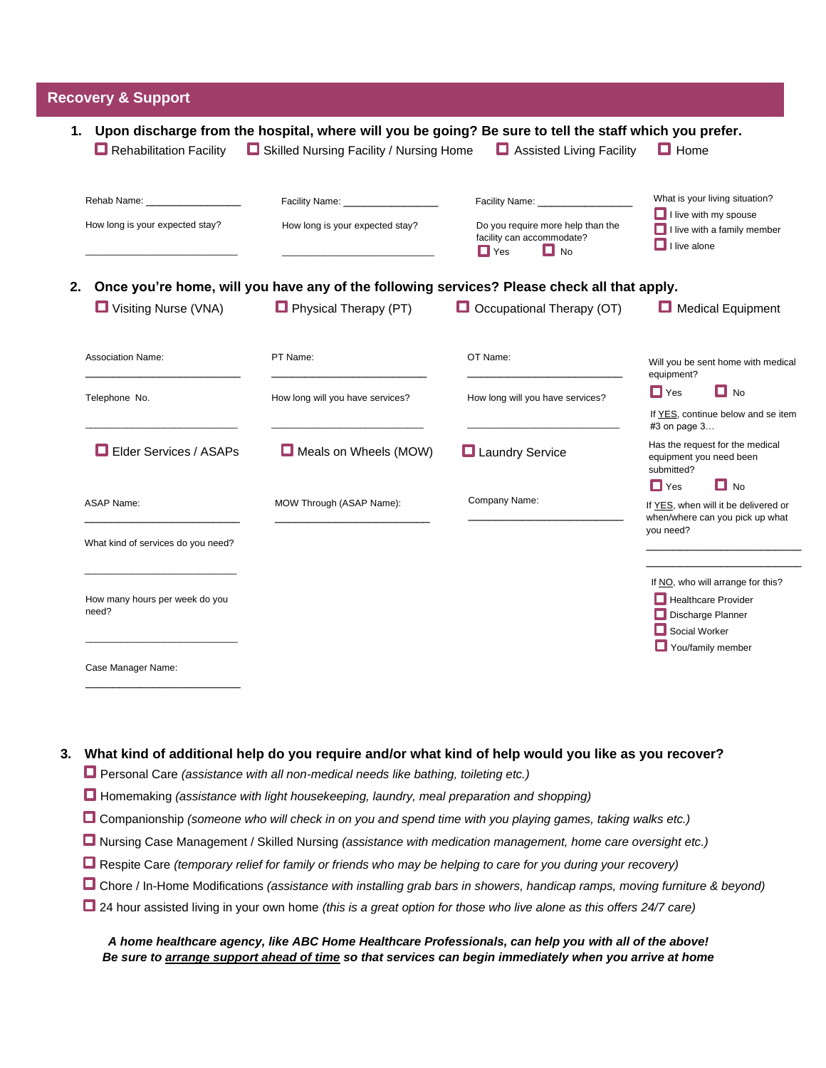## Recovery & Support

**1. Upon discharge from the hospital, where will you be going? Be sure to tell the staff which you prefer.**

- ☐ Rehabilitation Facility
  - Rehab Name: ________________
  - How long is your expected stay? ________________________
- ☐ Skilled Nursing Facility / Nursing Home
  - Facility Name: ________________
  - How long is your expected stay? ________________________
- ☐ Assisted Living Facility
  - Facility Name: ________________
  - Do you require more help than the facility can accommodate? ☐ Yes ☐ No
- ☐ Home
  - What is your living situation?
    - ☐ I live with my spouse
    - ☐ I live with a family member
    - ☐ I live alone

**2. Once you're home, will you have any of the following services? Please check all that apply.**

- ☐ Visiting Nurse (VNA)
  - Association Name: ________________________
  - Telephone No. ________________________
- ☐ Physical Therapy (PT)
  - PT Name: ________________________
  - How long will you have services? ________________________
- ☐ Occupational Therapy (OT)
  - OT Name: ________________________
  - How long will you have services? ________________________
- ☐ Medical Equipment
  - Will you be sent home with medical equipment? ☐ Yes ☐ No
  - If YES, continue below and se item #3 on page 3…
  - Has the request for the medical equipment you need been submitted? ☐ Yes ☐ No
  - If YES, when will it be delivered or when/where can you pick up what you need? ________________________ ________________________
  - If NO, who will arrange for this?
    - ☐ Healthcare Provider
    - ☐ Discharge Planner
    - ☐ Social Worker
    - ☐ You/family member
- ☐ Elder Services / ASAPs
  - ASAP Name: ________________________
  - What kind of services do you need? ________________________
  - How many hours per week do you need? ________________________
  - Case Manager Name: ________________________
- ☐ Meals on Wheels (MOW)
  - MOW Through (ASAP Name): ________________________
- ☐ Laundry Service
  - Company Name: ________________________

**3. What kind of additional help do you require and/or what kind of help would you like as you recover?**

- ☐ Personal Care *(assistance with all non-medical needs like bathing, toileting etc.)*
- ☐ Homemaking *(assistance with light housekeeping, laundry, meal preparation and shopping)*
- ☐ Companionship *(someone who will check in on you and spend time with you playing games, taking walks etc.)*
- ☐ Nursing Case Management / Skilled Nursing *(assistance with medication management, home care oversight etc.)*
- ☐ Respite Care *(temporary relief for family or friends who may be helping to care for you during your recovery)*
- ☐ Chore / In-Home Modifications *(assistance with installing grab bars in showers, handicap ramps, moving furniture & beyond)*
- ☐ 24 hour assisted living in your own home *(this is a great option for those who live alone as this offers 24/7 care)*

***A home healthcare agency, like ABC Home Healthcare Professionals, can help you with all of the above!***
***Be sure to <u>arrange support ahead of time</u> so that services can begin immediately when you arrive at home***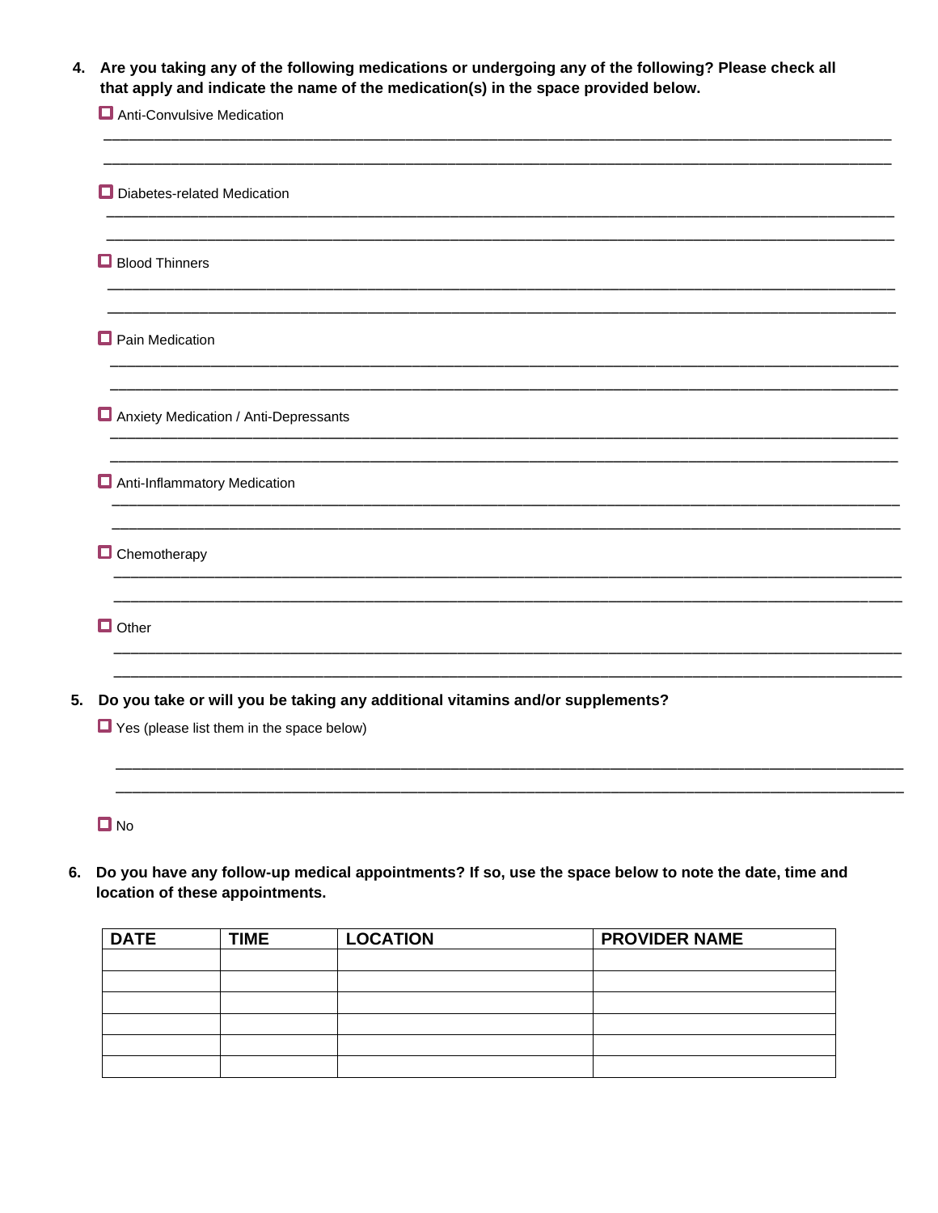4. **Are you taking any of the following medications or undergoing any of the following? Please check all that apply and indicate the name of the medication(s) in the space provided below.**

   - ☐ Anti-Convulsive Medication

     ________________________________________________________________________________

     ________________________________________________________________________________

   - ☐ Diabetes-related Medication

     ________________________________________________________________________________

     ________________________________________________________________________________

   - ☐ Blood Thinners

     ________________________________________________________________________________

     ________________________________________________________________________________

   - ☐ Pain Medication

     ________________________________________________________________________________

     ________________________________________________________________________________

   - ☐ Anxiety Medication / Anti-Depressants

     ________________________________________________________________________________

     ________________________________________________________________________________

   - ☐ Anti-Inflammatory Medication

     ________________________________________________________________________________

     ________________________________________________________________________________

   - ☐ Chemotherapy

     ________________________________________________________________________________

     ________________________________________________________________________________

   - ☐ Other

     ________________________________________________________________________________

     ________________________________________________________________________________

5. **Do you take or will you be taking any additional vitamins and/or supplements?**

   - ☐ Yes (please list them in the space below)

     ________________________________________________________________________________

     ________________________________________________________________________________

   - ☐ No

6. **Do you have any follow-up medical appointments? If so, use the space below to note the date, time and location of these appointments.**

| DATE | TIME | LOCATION | PROVIDER NAME |
| --- | --- | --- | --- |
| | | | |
| | | | |
| | | | |
| | | | |
| | | | |
| | | | |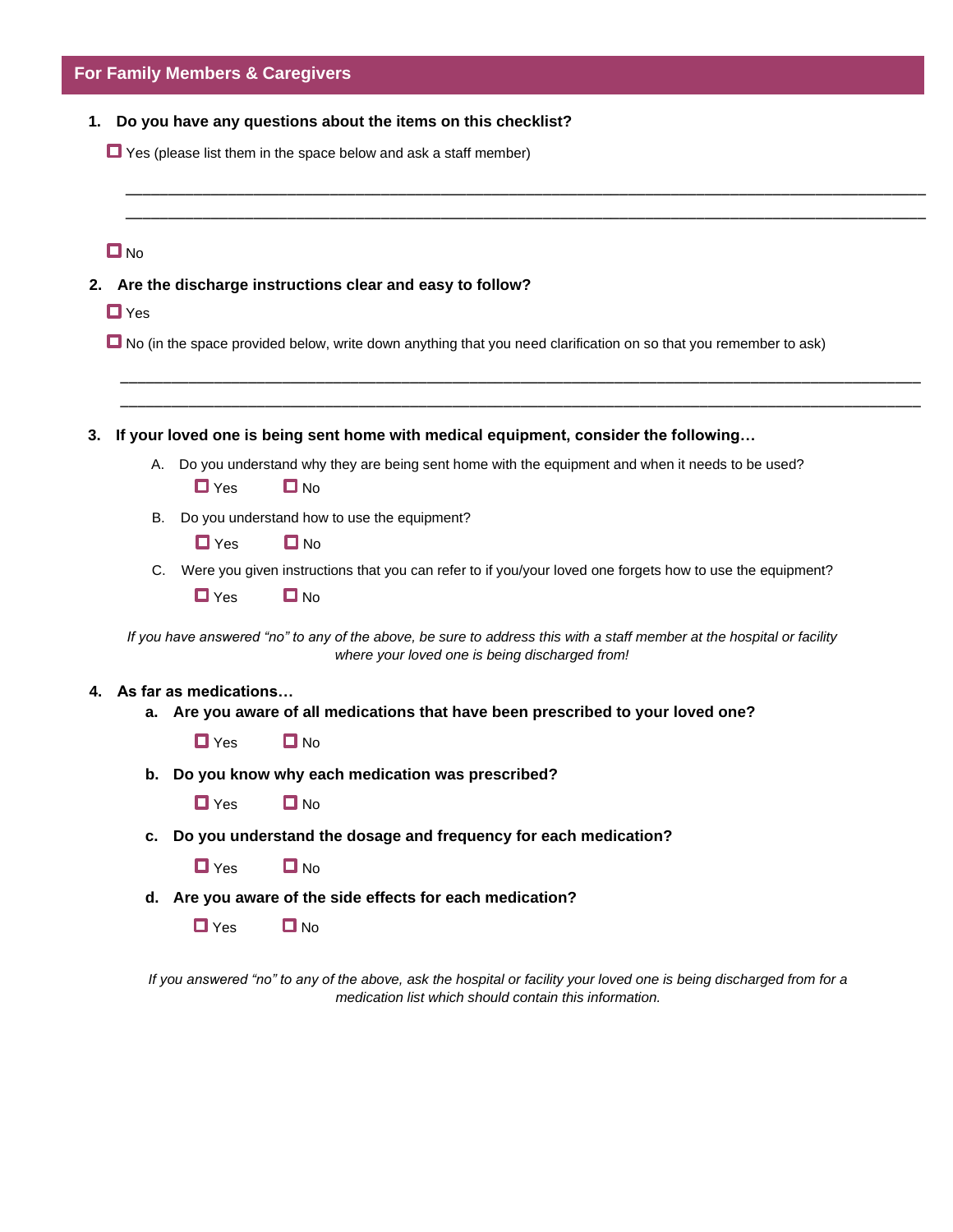## For Family Members & Caregivers

1. **Do you have any questions about the items on this checklist?**

   ☐ Yes (please list them in the space below and ask a staff member)

   ______________________________________________________________________________

   ______________________________________________________________________________

   ☐ No

2. **Are the discharge instructions clear and easy to follow?**

   ☐ Yes

   ☐ No (in the space provided below, write down anything that you need clarification on so that you remember to ask)

   ______________________________________________________________________________

   ______________________________________________________________________________

3. **If your loved one is being sent home with medical equipment, consider the following…**

   A. Do you understand why they are being sent home with the equipment and when it needs to be used?

   ☐ Yes ☐ No

   B. Do you understand how to use the equipment?

   ☐ Yes ☐ No

   C. Were you given instructions that you can refer to if you/your loved one forgets how to use the equipment?

   ☐ Yes ☐ No

   *If you have answered "no" to any of the above, be sure to address this with a staff member at the hospital or facility where your loved one is being discharged from!*

4. **As far as medications…**

   **a. Are you aware of all medications that have been prescribed to your loved one?**

   ☐ Yes ☐ No

   **b. Do you know why each medication was prescribed?**

   ☐ Yes ☐ No

   **c. Do you understand the dosage and frequency for each medication?**

   ☐ Yes ☐ No

   **d. Are you aware of the side effects for each medication?**

   ☐ Yes ☐ No

   *If you answered "no" to any of the above, ask the hospital or facility your loved one is being discharged from for a medication list which should contain this information.*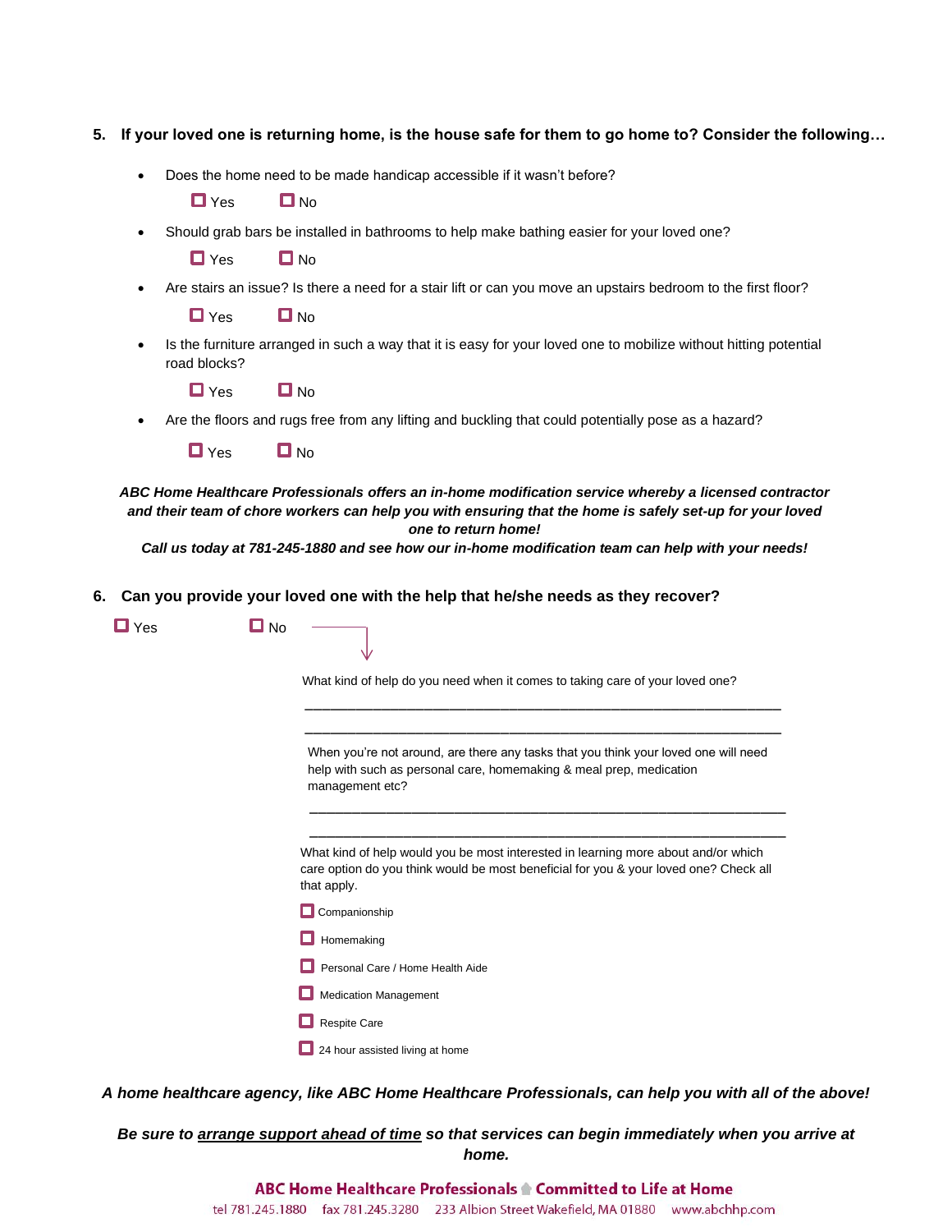5. **If your loved one is returning home, is the house safe for them to go home to? Consider the following…**

- Does the home need to be made handicap accessible if it wasn't before?

  ☐ Yes ☐ No

- Should grab bars be installed in bathrooms to help make bathing easier for your loved one?

  ☐ Yes ☐ No

- Are stairs an issue? Is there a need for a stair lift or can you move an upstairs bedroom to the first floor?

  ☐ Yes ☐ No

- Is the furniture arranged in such a way that it is easy for your loved one to mobilize without hitting potential road blocks?

  ☐ Yes ☐ No

- Are the floors and rugs free from any lifting and buckling that could potentially pose as a hazard?

  ☐ Yes ☐ No

***ABC Home Healthcare Professionals offers an in-home modification service whereby a licensed contractor and their team of chore workers can help you with ensuring that the home is safely set-up for your loved one to return home!***
***Call us today at 781-245-1880 and see how our in-home modification team can help with your needs!***

6. **Can you provide your loved one with the help that he/she needs as they recover?**

☐ Yes ☐ No

What kind of help do you need when it comes to taking care of your loved one?

_______________________________________________________________

_______________________________________________________________

When you're not around, are there any tasks that you think your loved one will need help with such as personal care, homemaking & meal prep, medication management etc?

_______________________________________________________________

_______________________________________________________________

What kind of help would you be most interested in learning more about and/or which care option do you think would be most beneficial for you & your loved one? Check all that apply.

☐ Companionship

☐ Homemaking

☐ Personal Care / Home Health Aide

☐ Medication Management

☐ Respite Care

☐ 24 hour assisted living at home

***A home healthcare agency, like ABC Home Healthcare Professionals, can help you with all of the above!***

***Be sure to <u>arrange support ahead of time</u> so that services can begin immediately when you arrive at home.***

**ABC Home Healthcare Professionals Committed to Life at Home**

tel 781.245.1880 fax 781.245.3280 233 Albion Street Wakefield, MA 01880 www.abchhp.com